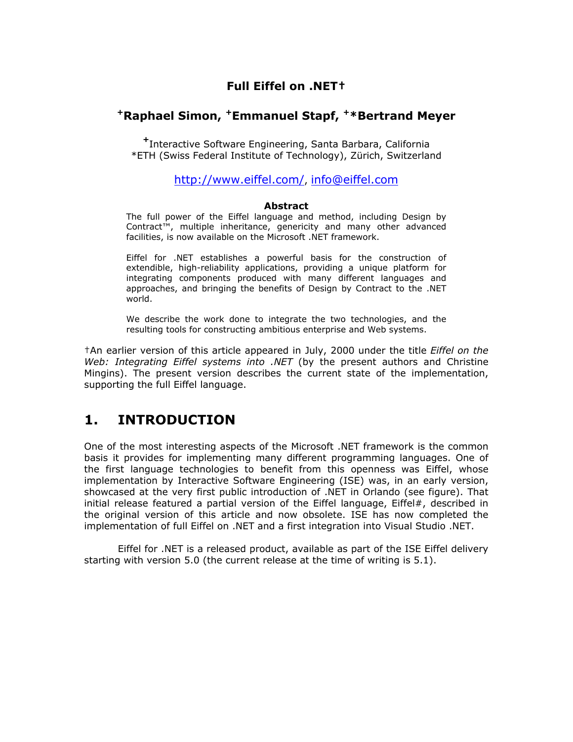# Full Eiffel on .NET†

## [+]Raphael Simon, [+]Emmanuel Stapf, [+]*Bertrand Meyer

[+]Interactive Software Engineering, Santa Barbara, California
*ETH (Swiss Federal Institute of Technology), Zürich, Switzerland

http://www.eiffel.com/, info@eiffel.com

**Abstract**

The full power of the Eiffel language and method, including Design by Contract™, multiple inheritance, genericity and many other advanced facilities, is now available on the Microsoft .NET framework.

Eiffel for .NET establishes a powerful basis for the construction of extendible, high-reliability applications, providing a unique platform for integrating components produced with many different languages and approaches, and bringing the benefits of Design by Contract to the .NET world.

We describe the work done to integrate the two technologies, and the resulting tools for constructing ambitious enterprise and Web systems.

†An earlier version of this article appeared in July, 2000 under the title *Eiffel on the Web: Integrating Eiffel systems into .NET* (by the present authors and Christine Mingins). The present version describes the current state of the implementation, supporting the full Eiffel language.

## 1. INTRODUCTION

One of the most interesting aspects of the Microsoft .NET framework is the common basis it provides for implementing many different programming languages. One of the first language technologies to benefit from this openness was Eiffel, whose implementation by Interactive Software Engineering (ISE) was, in an early version, showcased at the very first public introduction of .NET in Orlando (see figure). That initial release featured a partial version of the Eiffel language, Eiffel#, described in the original version of this article and now obsolete. ISE has now completed the implementation of full Eiffel on .NET and a first integration into Visual Studio .NET.

Eiffel for .NET is a released product, available as part of the ISE Eiffel delivery starting with version 5.0 (the current release at the time of writing is 5.1).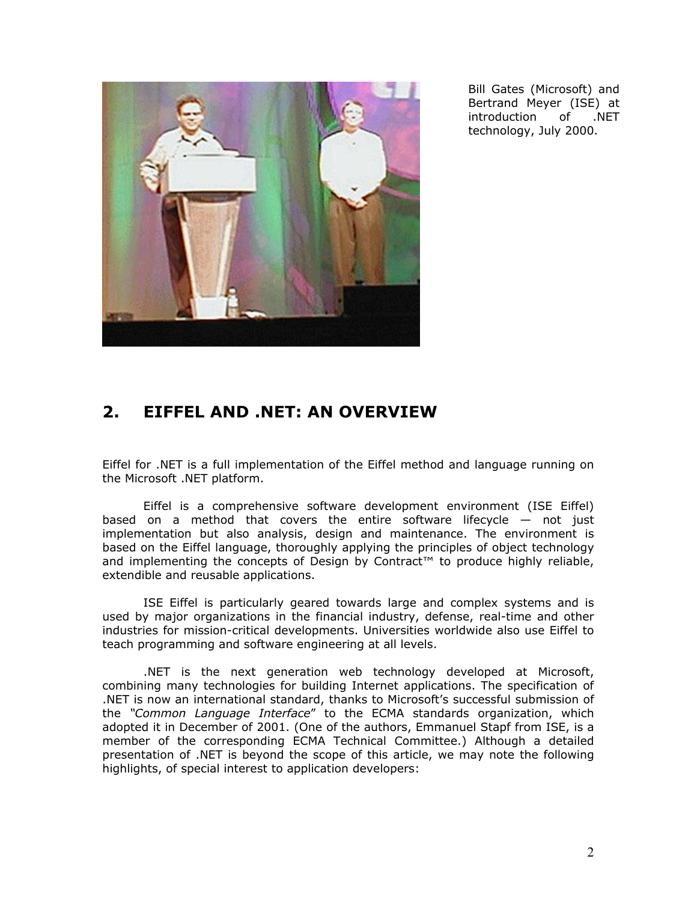Bill Gates (Microsoft) and Bertrand Meyer (ISE) at introduction of .NET technology, July 2000.

## 2. EIFFEL AND .NET: AN OVERVIEW

Eiffel for .NET is a full implementation of the Eiffel method and language running on the Microsoft .NET platform.

Eiffel is a comprehensive software development environment (ISE Eiffel) based on a method that covers the entire software lifecycle — not just implementation but also analysis, design and maintenance. The environment is based on the Eiffel language, thoroughly applying the principles of object technology and implementing the concepts of Design by Contract™ to produce highly reliable, extendible and reusable applications.

ISE Eiffel is particularly geared towards large and complex systems and is used by major organizations in the financial industry, defense, real-time and other industries for mission-critical developments. Universities worldwide also use Eiffel to teach programming and software engineering at all levels.

.NET is the next generation web technology developed at Microsoft, combining many technologies for building Internet applications. The specification of .NET is now an international standard, thanks to Microsoft's successful submission of the *"Common Language Interface*" to the ECMA standards organization, which adopted it in December of 2001. (One of the authors, Emmanuel Stapf from ISE, is a member of the corresponding ECMA Technical Committee.) Although a detailed presentation of .NET is beyond the scope of this article, we may note the following highlights, of special interest to application developers: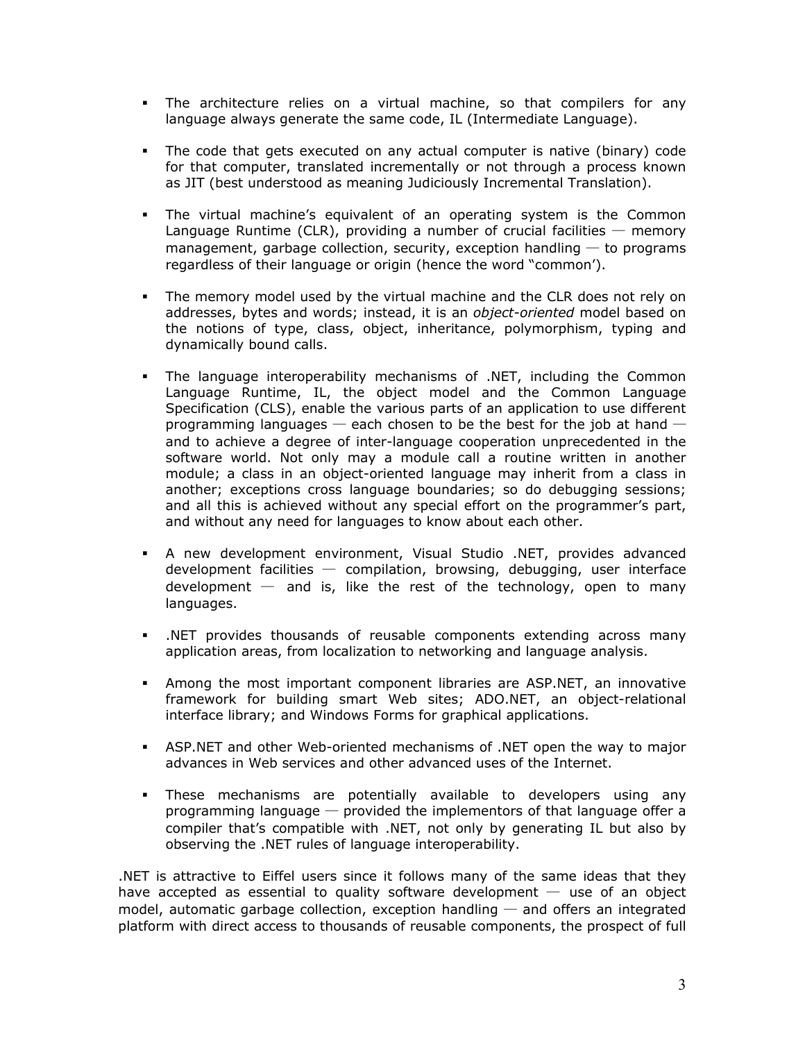- The architecture relies on a virtual machine, so that compilers for any language always generate the same code, IL (Intermediate Language).

- The code that gets executed on any actual computer is native (binary) code for that computer, translated incrementally or not through a process known as JIT (best understood as meaning Judiciously Incremental Translation).

- The virtual machine's equivalent of an operating system is the Common Language Runtime (CLR), providing a number of crucial facilities — memory management, garbage collection, security, exception handling — to programs regardless of their language or origin (hence the word "common').

- The memory model used by the virtual machine and the CLR does not rely on addresses, bytes and words; instead, it is an *object-oriented* model based on the notions of type, class, object, inheritance, polymorphism, typing and dynamically bound calls.

- The language interoperability mechanisms of .NET, including the Common Language Runtime, IL, the object model and the Common Language Specification (CLS), enable the various parts of an application to use different programming languages — each chosen to be the best for the job at hand — and to achieve a degree of inter-language cooperation unprecedented in the software world. Not only may a module call a routine written in another module; a class in an object-oriented language may inherit from a class in another; exceptions cross language boundaries; so do debugging sessions; and all this is achieved without any special effort on the programmer's part, and without any need for languages to know about each other.

- A new development environment, Visual Studio .NET, provides advanced development facilities — compilation, browsing, debugging, user interface development — and is, like the rest of the technology, open to many languages.

- .NET provides thousands of reusable components extending across many application areas, from localization to networking and language analysis.

- Among the most important component libraries are ASP.NET, an innovative framework for building smart Web sites; ADO.NET, an object-relational interface library; and Windows Forms for graphical applications.

- ASP.NET and other Web-oriented mechanisms of .NET open the way to major advances in Web services and other advanced uses of the Internet.

- These mechanisms are potentially available to developers using any programming language — provided the implementors of that language offer a compiler that's compatible with .NET, not only by generating IL but also by observing the .NET rules of language interoperability.

.NET is attractive to Eiffel users since it follows many of the same ideas that they have accepted as essential to quality software development — use of an object model, automatic garbage collection, exception handling — and offers an integrated platform with direct access to thousands of reusable components, the prospect of full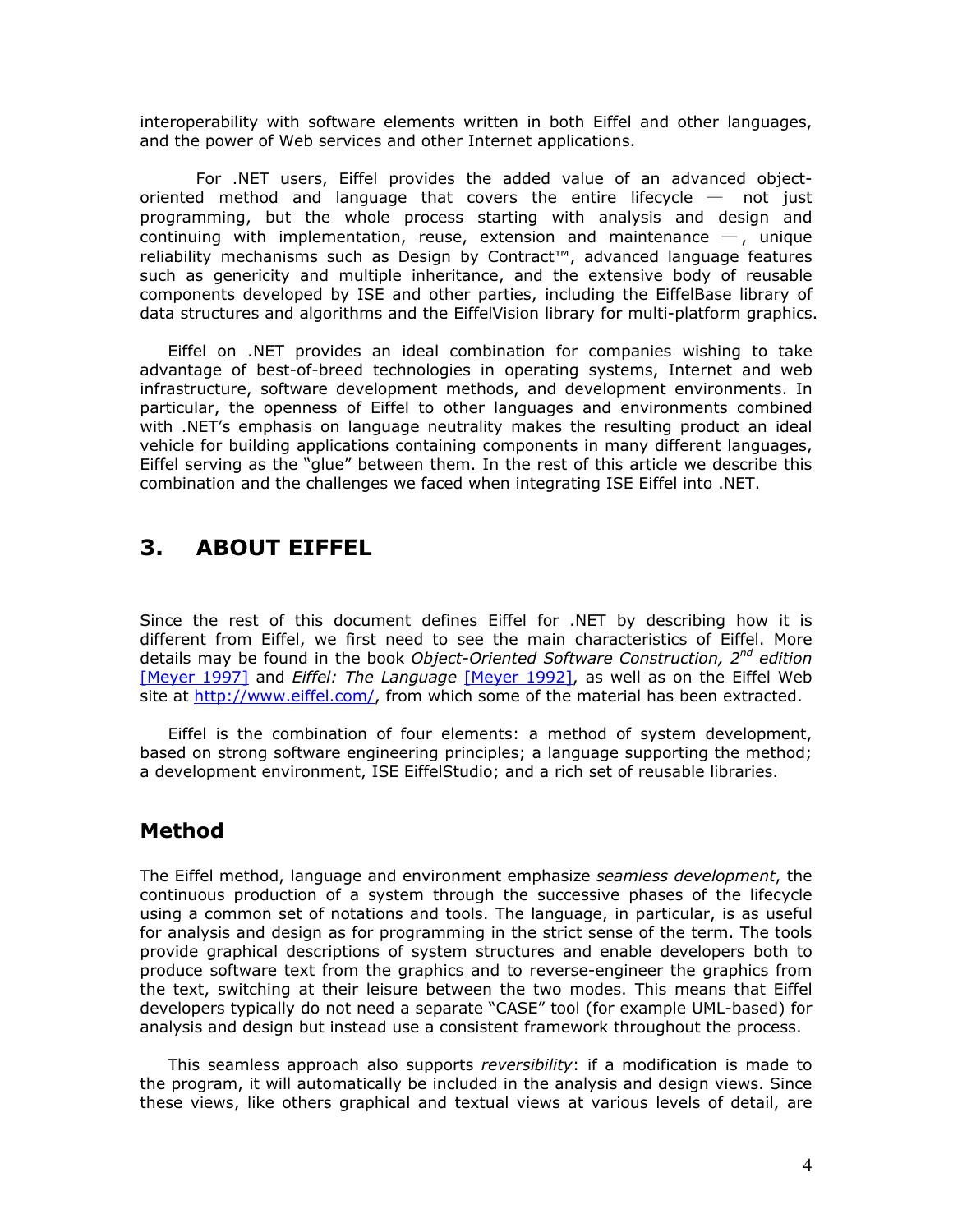interoperability with software elements written in both Eiffel and other languages, and the power of Web services and other Internet applications.

For .NET users, Eiffel provides the added value of an advanced object-oriented method and language that covers the entire lifecycle — not just programming, but the whole process starting with analysis and design and continuing with implementation, reuse, extension and maintenance —, unique reliability mechanisms such as Design by Contract™, advanced language features such as genericity and multiple inheritance, and the extensive body of reusable components developed by ISE and other parties, including the EiffelBase library of data structures and algorithms and the EiffelVision library for multi-platform graphics.

Eiffel on .NET provides an ideal combination for companies wishing to take advantage of best-of-breed technologies in operating systems, Internet and web infrastructure, software development methods, and development environments. In particular, the openness of Eiffel to other languages and environments combined with .NET's emphasis on language neutrality makes the resulting product an ideal vehicle for building applications containing components in many different languages, Eiffel serving as the "glue" between them. In the rest of this article we describe this combination and the challenges we faced when integrating ISE Eiffel into .NET.

# 3. ABOUT EIFFEL

Since the rest of this document defines Eiffel for .NET by describing how it is different from Eiffel, we first need to see the main characteristics of Eiffel. More details may be found in the book *Object-Oriented Software Construction, 2nd edition* [Meyer 1997] and *Eiffel: The Language* [Meyer 1992], as well as on the Eiffel Web site at http://www.eiffel.com/, from which some of the material has been extracted.

Eiffel is the combination of four elements: a method of system development, based on strong software engineering principles; a language supporting the method; a development environment, ISE EiffelStudio; and a rich set of reusable libraries.

## Method

The Eiffel method, language and environment emphasize *seamless development*, the continuous production of a system through the successive phases of the lifecycle using a common set of notations and tools. The language, in particular, is as useful for analysis and design as for programming in the strict sense of the term. The tools provide graphical descriptions of system structures and enable developers both to produce software text from the graphics and to reverse-engineer the graphics from the text, switching at their leisure between the two modes. This means that Eiffel developers typically do not need a separate "CASE" tool (for example UML-based) for analysis and design but instead use a consistent framework throughout the process.

This seamless approach also supports *reversibility*: if a modification is made to the program, it will automatically be included in the analysis and design views. Since these views, like others graphical and textual views at various levels of detail, are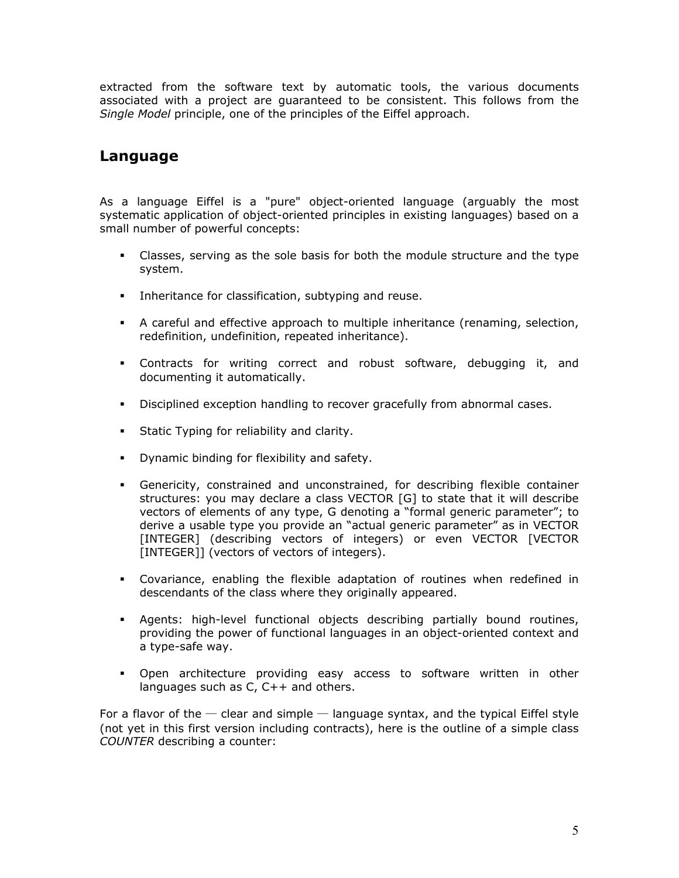extracted from the software text by automatic tools, the various documents associated with a project are guaranteed to be consistent. This follows from the *Single Model* principle, one of the principles of the Eiffel approach.

## Language

As a language Eiffel is a "pure" object-oriented language (arguably the most systematic application of object-oriented principles in existing languages) based on a small number of powerful concepts:

- Classes, serving as the sole basis for both the module structure and the type system.
- Inheritance for classification, subtyping and reuse.
- A careful and effective approach to multiple inheritance (renaming, selection, redefinition, undefinition, repeated inheritance).
- Contracts for writing correct and robust software, debugging it, and documenting it automatically.
- Disciplined exception handling to recover gracefully from abnormal cases.
- Static Typing for reliability and clarity.
- Dynamic binding for flexibility and safety.
- Genericity, constrained and unconstrained, for describing flexible container structures: you may declare a class VECTOR [G] to state that it will describe vectors of elements of any type, G denoting a "formal generic parameter"; to derive a usable type you provide an "actual generic parameter" as in VECTOR [INTEGER] (describing vectors of integers) or even VECTOR [VECTOR [INTEGER]] (vectors of vectors of integers).
- Covariance, enabling the flexible adaptation of routines when redefined in descendants of the class where they originally appeared.
- Agents: high-level functional objects describing partially bound routines, providing the power of functional languages in an object-oriented context and a type-safe way.
- Open architecture providing easy access to software written in other languages such as C, C++ and others.

For a flavor of the — clear and simple — language syntax, and the typical Eiffel style (not yet in this first version including contracts), here is the outline of a simple class *COUNTER* describing a counter: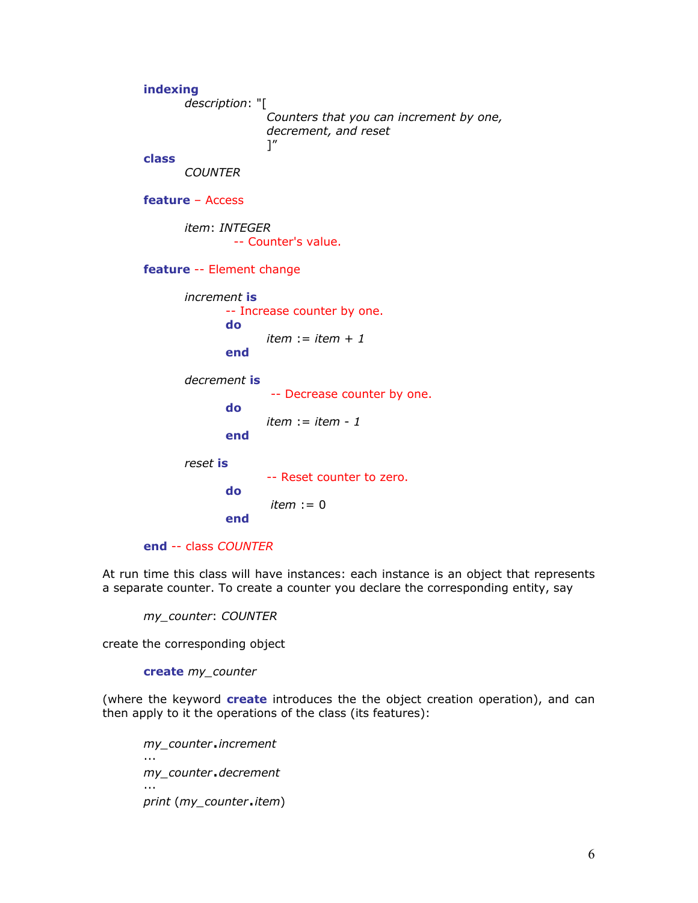```
indexing
        description: "[
                        Counters that you can increment by one,
                        decrement, and reset
                        ]"
class
        COUNTER

feature – Access

        item: INTEGER
                -- Counter's value.

feature -- Element change

        increment is
                -- Increase counter by one.
                do
                        item := item + 1
                end

        decrement is
                        -- Decrease counter by one.
                do
                        item := item - 1
                end

        reset is
                        -- Reset counter to zero.
                do
                        item := 0
                end

end -- class COUNTER
```

At run time this class will have instances: each instance is an object that represents a separate counter. To create a counter you declare the corresponding entity, say

```
my_counter: COUNTER
```

create the corresponding object

```
create my_counter
```

(where the keyword **create** introduces the the object creation operation), and can then apply to it the operations of the class (its features):

```
my_counter.increment
...
my_counter.decrement
...
print (my_counter.item)
```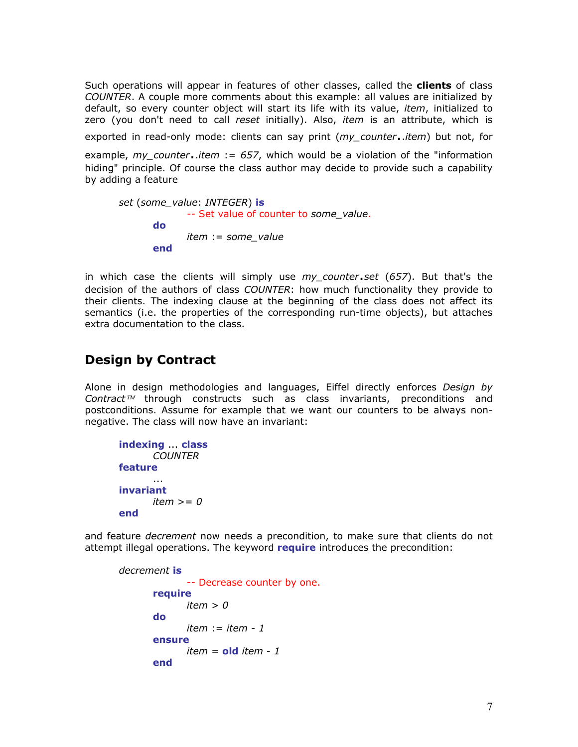Such operations will appear in features of other classes, called the **clients** of class *COUNTER*. A couple more comments about this example: all values are initialized by default, so every counter object will start its life with its value, *item*, initialized to zero (you don't need to call *reset* initially). Also, *item* is an attribute, which is exported in read-only mode: clients can say print (*my_counter*.*item*) but not, for example, *my_counter*.*item* := *657*, which would be a violation of the "information hiding" principle. Of course the class author may decide to provide such a capability by adding a feature

```
set (some_value: INTEGER) is
        -- Set value of counter to some_value.
    do
        item := some_value
    end
```

in which case the clients will simply use *my_counter*.*set* (*657*). But that's the decision of the authors of class *COUNTER*: how much functionality they provide to their clients. The indexing clause at the beginning of the class does not affect its semantics (i.e. the properties of the corresponding run-time objects), but attaches extra documentation to the class.

## Design by Contract

Alone in design methodologies and languages, Eiffel directly enforces *Design by Contract*™ through constructs such as class invariants, preconditions and postconditions. Assume for example that we want our counters to be always non-negative. The class will now have an invariant:

```
indexing ... class
    COUNTER
feature
    ...
invariant
    item >= 0
end
```

and feature *decrement* now needs a precondition, to make sure that clients do not attempt illegal operations. The keyword **require** introduces the precondition:

```
decrement is
        -- Decrease counter by one.
    require
        item > 0
    do
        item := item - 1
    ensure
        item = old item - 1
    end
```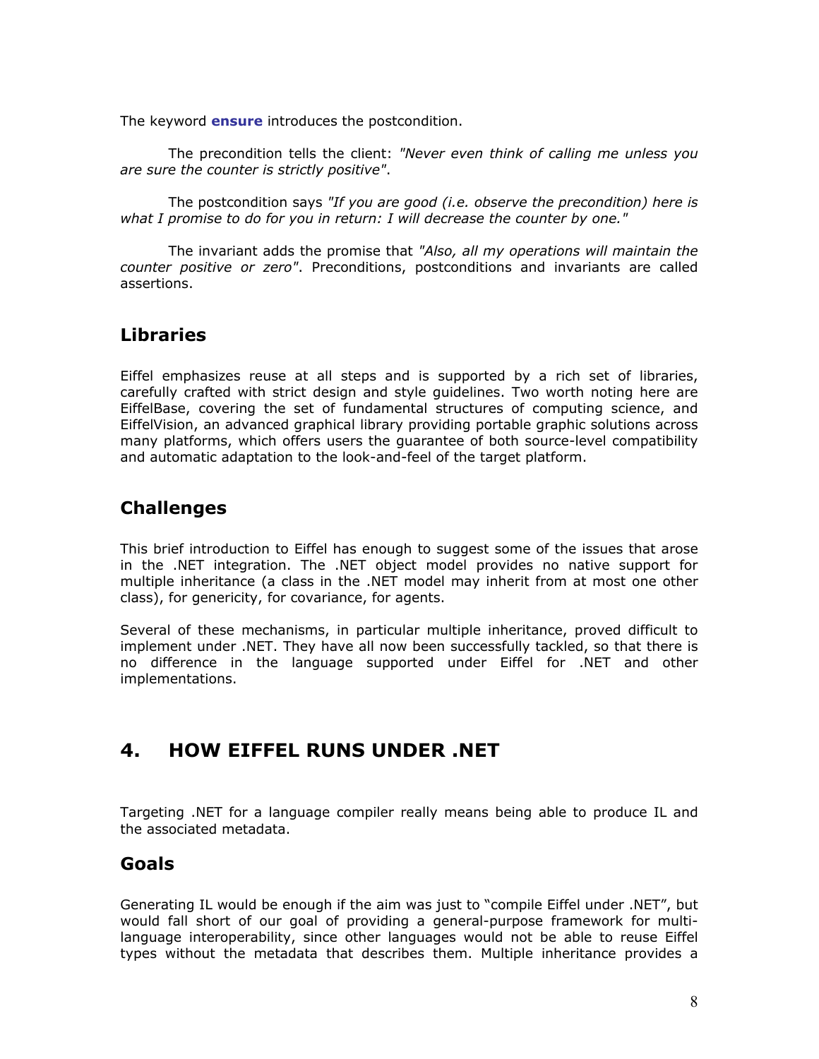The keyword **ensure** introduces the postcondition.

The precondition tells the client: *"Never even think of calling me unless you are sure the counter is strictly positive"*.

The postcondition says *"If you are good (i.e. observe the precondition) here is what I promise to do for you in return: I will decrease the counter by one."*

The invariant adds the promise that *"Also, all my operations will maintain the counter positive or zero"*. Preconditions, postconditions and invariants are called assertions.

## Libraries

Eiffel emphasizes reuse at all steps and is supported by a rich set of libraries, carefully crafted with strict design and style guidelines. Two worth noting here are EiffelBase, covering the set of fundamental structures of computing science, and EiffelVision, an advanced graphical library providing portable graphic solutions across many platforms, which offers users the guarantee of both source-level compatibility and automatic adaptation to the look-and-feel of the target platform.

## Challenges

This brief introduction to Eiffel has enough to suggest some of the issues that arose in the .NET integration. The .NET object model provides no native support for multiple inheritance (a class in the .NET model may inherit from at most one other class), for genericity, for covariance, for agents.

Several of these mechanisms, in particular multiple inheritance, proved difficult to implement under .NET. They have all now been successfully tackled, so that there is no difference in the language supported under Eiffel for .NET and other implementations.

# 4. HOW EIFFEL RUNS UNDER .NET

Targeting .NET for a language compiler really means being able to produce IL and the associated metadata.

## Goals

Generating IL would be enough if the aim was just to "compile Eiffel under .NET", but would fall short of our goal of providing a general-purpose framework for multi-language interoperability, since other languages would not be able to reuse Eiffel types without the metadata that describes them. Multiple inheritance provides a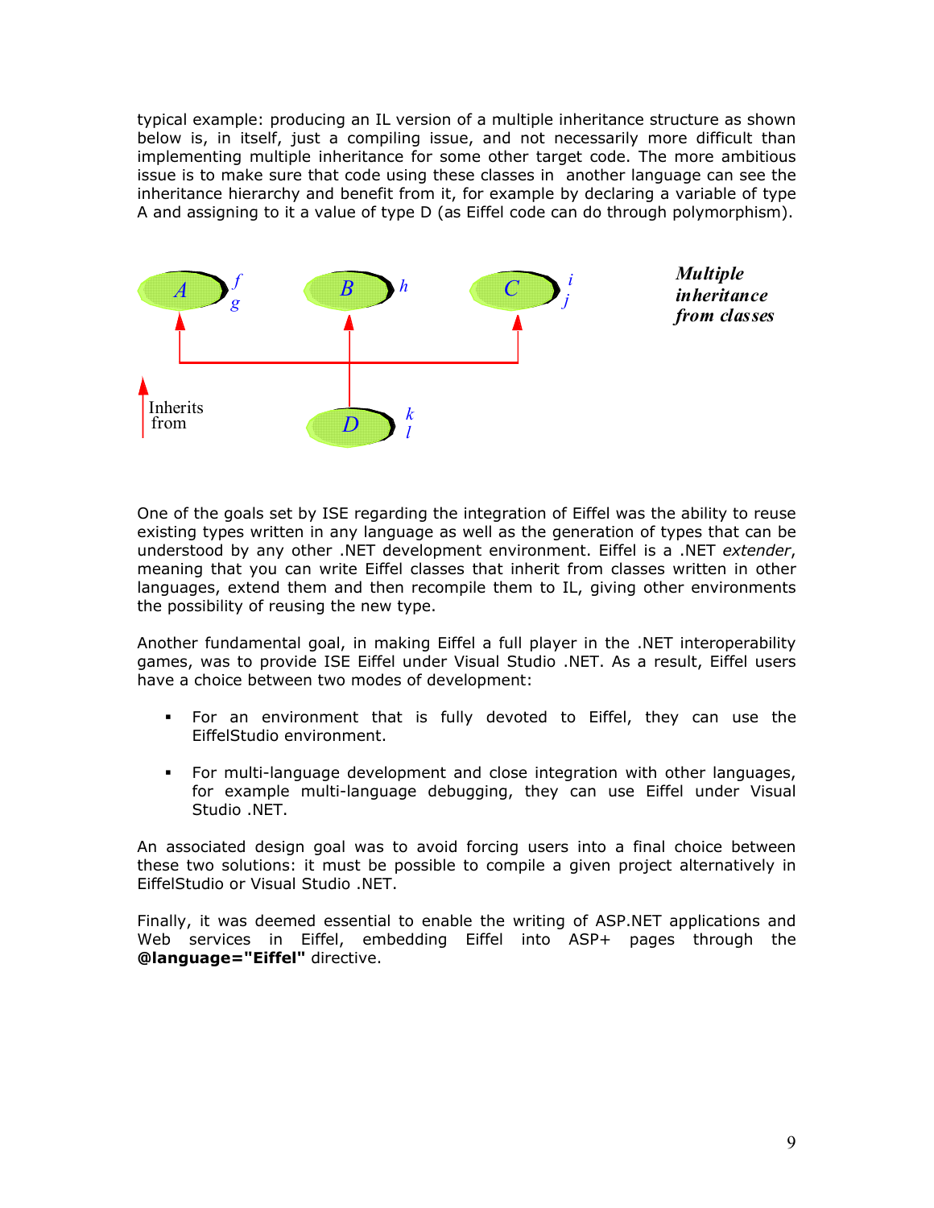typical example: producing an IL version of a multiple inheritance structure as shown below is, in itself, just a compiling issue, and not necessarily more difficult than implementing multiple inheritance for some other target code. The more ambitious issue is to make sure that code using these classes in another language can see the inheritance hierarchy and benefit from it, for example by declaring a variable of type A and assigning to it a value of type D (as Eiffel code can do through polymorphism).

***Multiple inheritance from classes***

One of the goals set by ISE regarding the integration of Eiffel was the ability to reuse existing types written in any language as well as the generation of types that can be understood by any other .NET development environment. Eiffel is a .NET *extender*, meaning that you can write Eiffel classes that inherit from classes written in other languages, extend them and then recompile them to IL, giving other environments the possibility of reusing the new type.

Another fundamental goal, in making Eiffel a full player in the .NET interoperability games, was to provide ISE Eiffel under Visual Studio .NET. As a result, Eiffel users have a choice between two modes of development:

- For an environment that is fully devoted to Eiffel, they can use the EiffelStudio environment.
- For multi-language development and close integration with other languages, for example multi-language debugging, they can use Eiffel under Visual Studio .NET.

An associated design goal was to avoid forcing users into a final choice between these two solutions: it must be possible to compile a given project alternatively in EiffelStudio or Visual Studio .NET.

Finally, it was deemed essential to enable the writing of ASP.NET applications and Web services in Eiffel, embedding Eiffel into ASP+ pages through the **@language="Eiffel"** directive.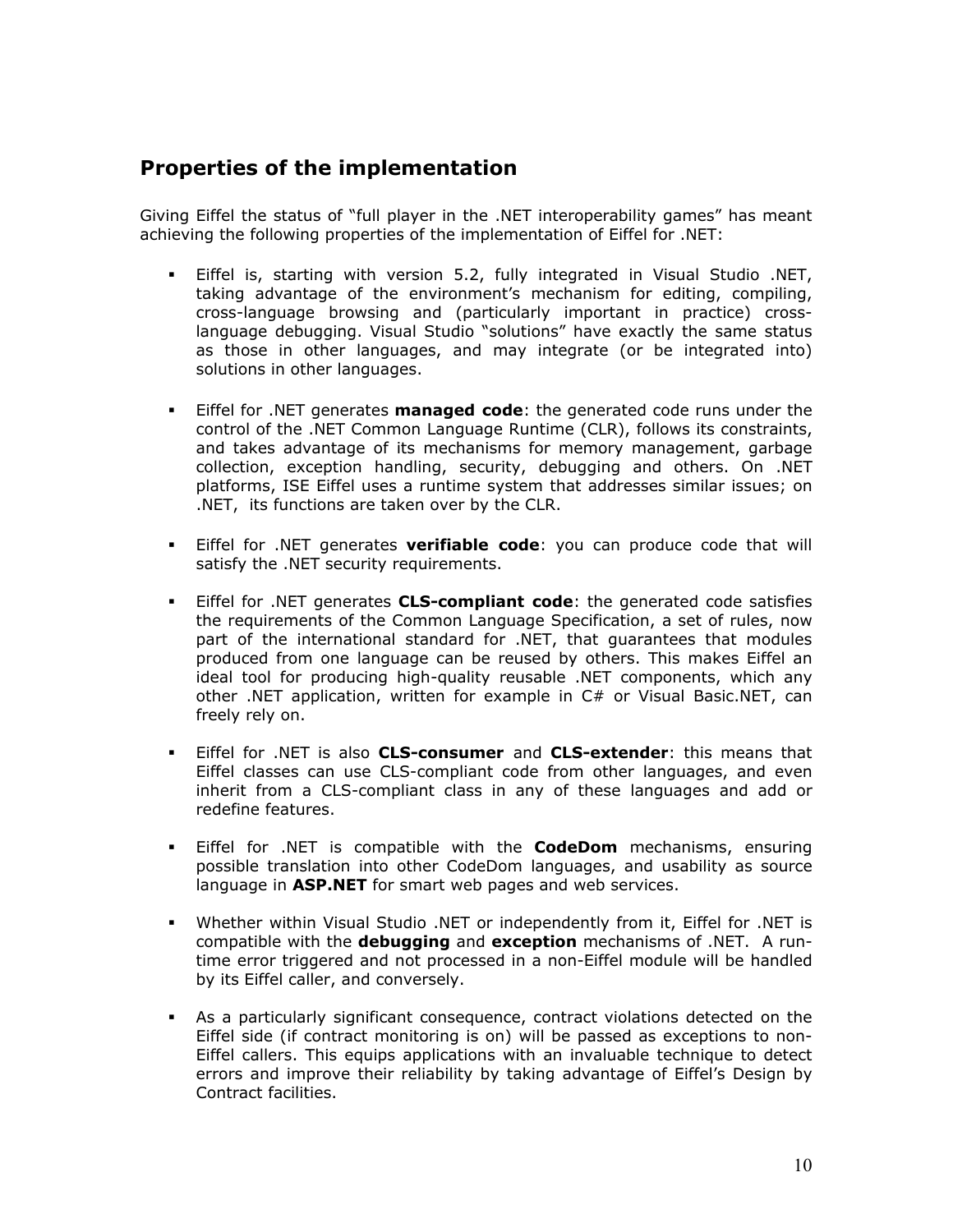## Properties of the implementation

Giving Eiffel the status of "full player in the .NET interoperability games" has meant achieving the following properties of the implementation of Eiffel for .NET:

- Eiffel is, starting with version 5.2, fully integrated in Visual Studio .NET, taking advantage of the environment's mechanism for editing, compiling, cross-language browsing and (particularly important in practice) cross-language debugging. Visual Studio "solutions" have exactly the same status as those in other languages, and may integrate (or be integrated into) solutions in other languages.

- Eiffel for .NET generates **managed code**: the generated code runs under the control of the .NET Common Language Runtime (CLR), follows its constraints, and takes advantage of its mechanisms for memory management, garbage collection, exception handling, security, debugging and others. On .NET platforms, ISE Eiffel uses a runtime system that addresses similar issues; on .NET, its functions are taken over by the CLR.

- Eiffel for .NET generates **verifiable code**: you can produce code that will satisfy the .NET security requirements.

- Eiffel for .NET generates **CLS-compliant code**: the generated code satisfies the requirements of the Common Language Specification, a set of rules, now part of the international standard for .NET, that guarantees that modules produced from one language can be reused by others. This makes Eiffel an ideal tool for producing high-quality reusable .NET components, which any other .NET application, written for example in C# or Visual Basic.NET, can freely rely on.

- Eiffel for .NET is also **CLS-consumer** and **CLS-extender**: this means that Eiffel classes can use CLS-compliant code from other languages, and even inherit from a CLS-compliant class in any of these languages and add or redefine features.

- Eiffel for .NET is compatible with the **CodeDom** mechanisms, ensuring possible translation into other CodeDom languages, and usability as source language in **ASP.NET** for smart web pages and web services.

- Whether within Visual Studio .NET or independently from it, Eiffel for .NET is compatible with the **debugging** and **exception** mechanisms of .NET. A run-time error triggered and not processed in a non-Eiffel module will be handled by its Eiffel caller, and conversely.

- As a particularly significant consequence, contract violations detected on the Eiffel side (if contract monitoring is on) will be passed as exceptions to non-Eiffel callers. This equips applications with an invaluable technique to detect errors and improve their reliability by taking advantage of Eiffel's Design by Contract facilities.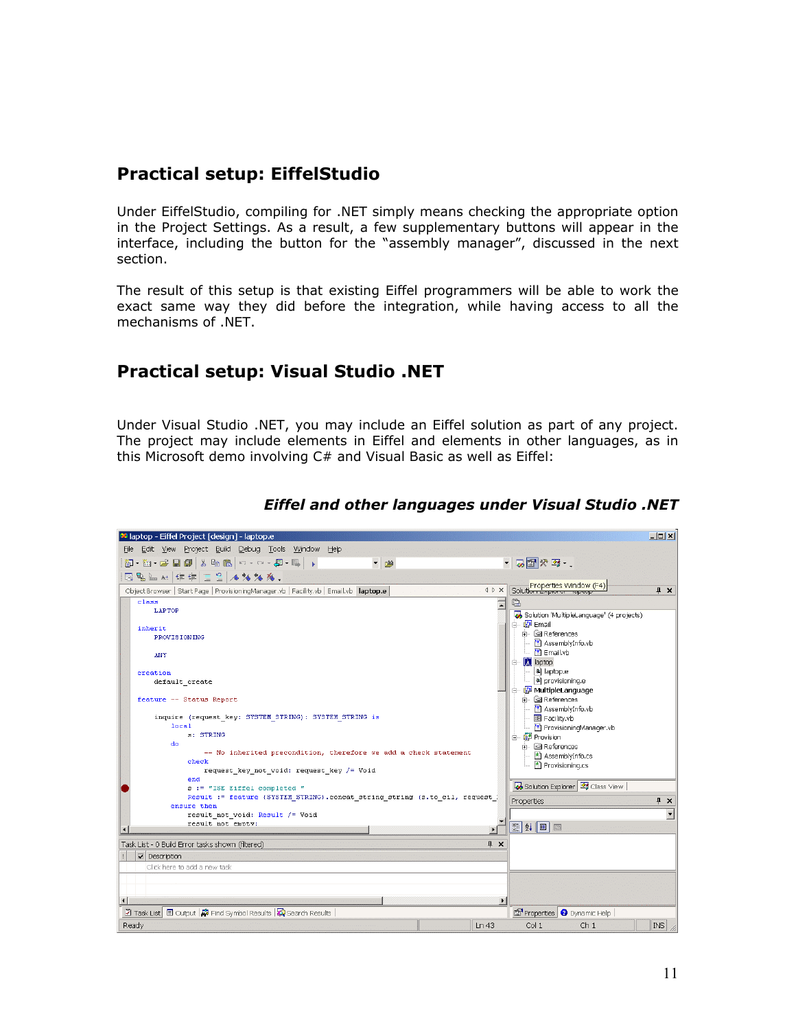## Practical setup: EiffelStudio

Under EiffelStudio, compiling for .NET simply means checking the appropriate option in the Project Settings. As a result, a few supplementary buttons will appear in the interface, including the button for the "assembly manager", discussed in the next section.

The result of this setup is that existing Eiffel programmers will be able to work the exact same way they did before the integration, while having access to all the mechanisms of .NET.

## Practical setup: Visual Studio .NET

Under Visual Studio .NET, you may include an Eiffel solution as part of any project. The project may include elements in Eiffel and elements in other languages, as in this Microsoft demo involving C# and Visual Basic as well as Eiffel:

***Eiffel and other languages under Visual Studio .NET***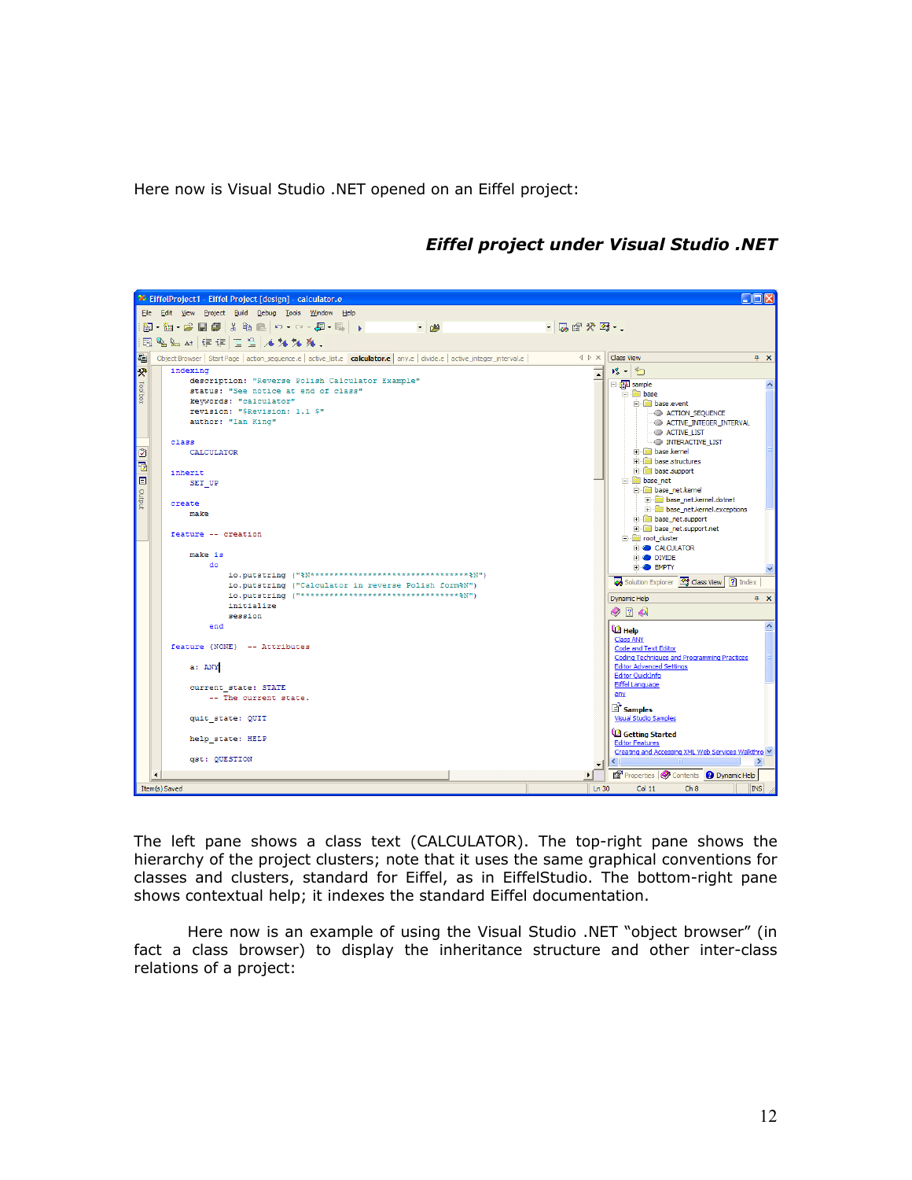Here now is Visual Studio .NET opened on an Eiffel project:

***Eiffel project under Visual Studio .NET***

The left pane shows a class text (CALCULATOR). The top-right pane shows the hierarchy of the project clusters; note that it uses the same graphical conventions for classes and clusters, standard for Eiffel, as in EiffelStudio. The bottom-right pane shows contextual help; it indexes the standard Eiffel documentation.

Here now is an example of using the Visual Studio .NET "object browser" (in fact a class browser) to display the inheritance structure and other inter-class relations of a project: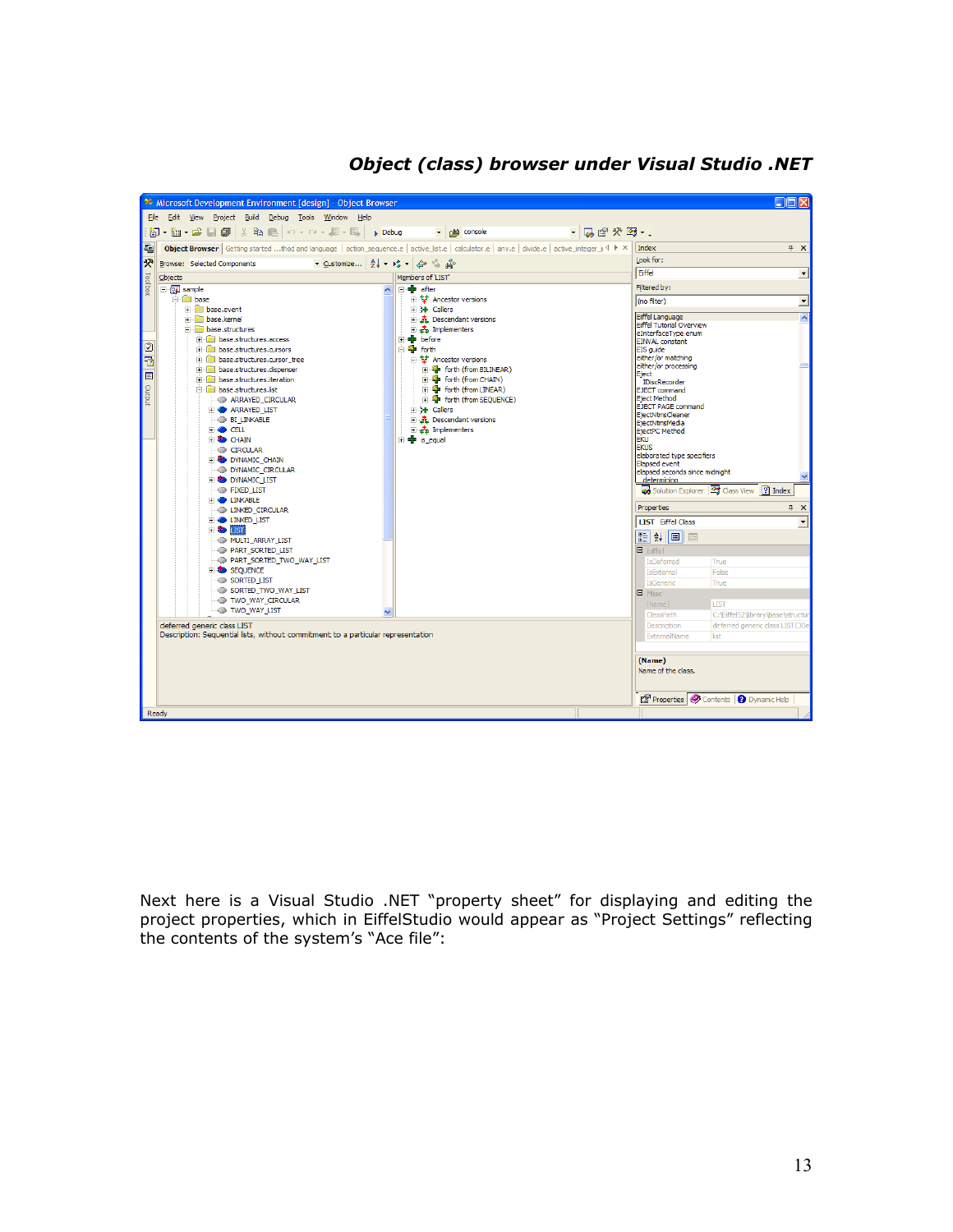***Object (class) browser under Visual Studio .NET***

Next here is a Visual Studio .NET "property sheet" for displaying and editing the project properties, which in EiffelStudio would appear as "Project Settings" reflecting the contents of the system's "Ace file":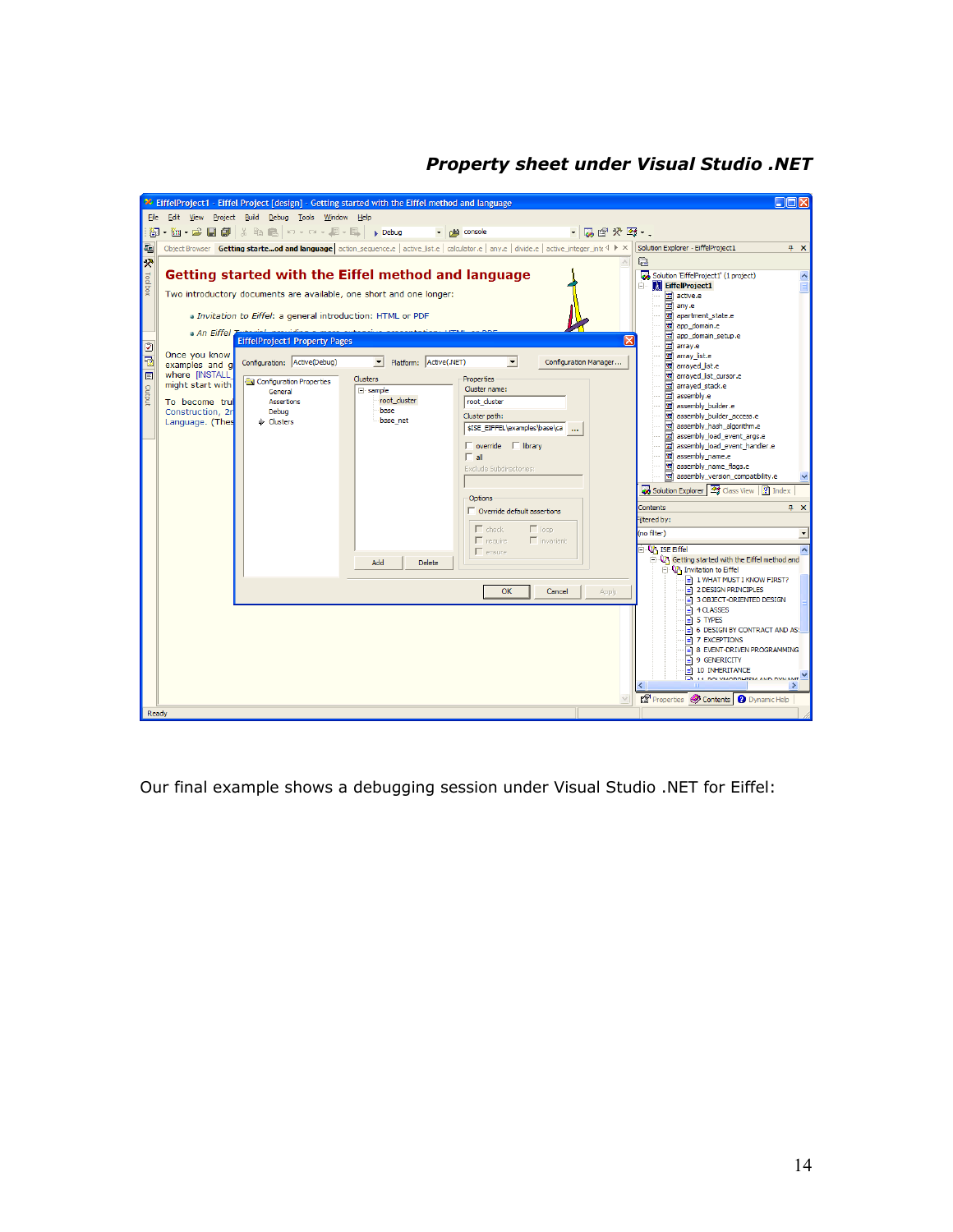***Property sheet under Visual Studio .NET***

Our final example shows a debugging session under Visual Studio .NET for Eiffel: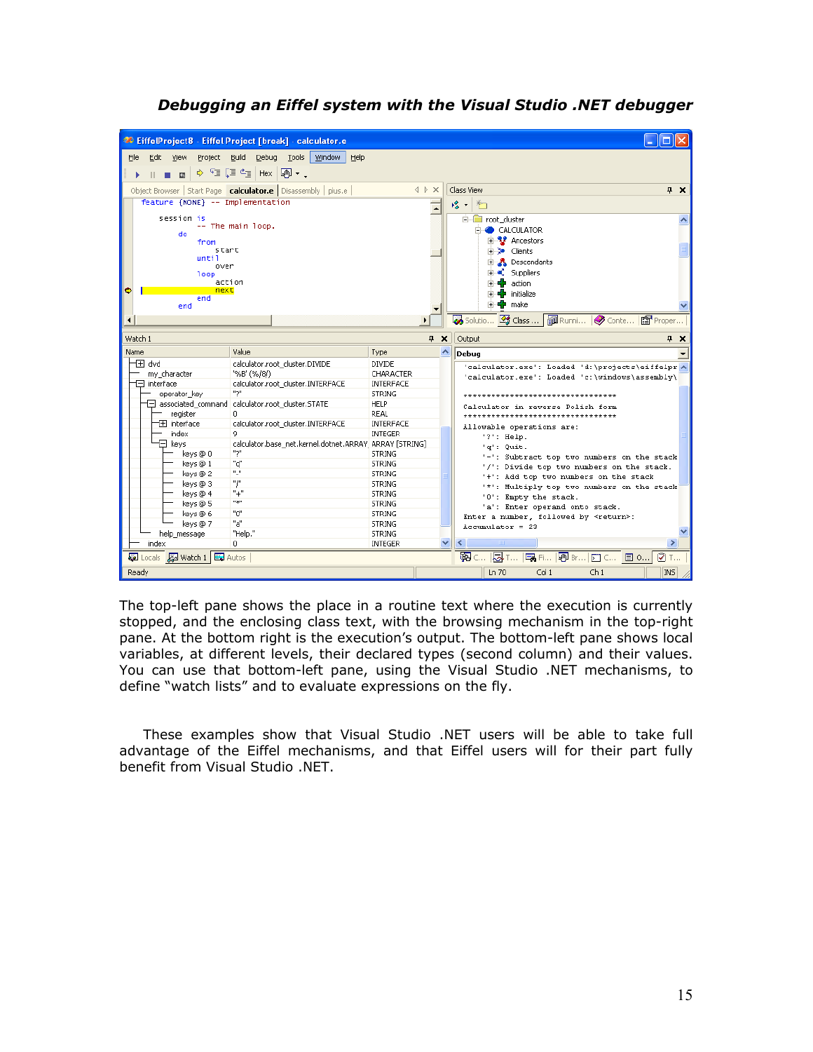***Debugging an Eiffel system with the Visual Studio .NET debugger***

The top-left pane shows the place in a routine text where the execution is currently stopped, and the enclosing class text, with the browsing mechanism in the top-right pane. At the bottom right is the execution's output. The bottom-left pane shows local variables, at different levels, their declared types (second column) and their values. You can use that bottom-left pane, using the Visual Studio .NET mechanisms, to define "watch lists" and to evaluate expressions on the fly.

These examples show that Visual Studio .NET users will be able to take full advantage of the Eiffel mechanisms, and that Eiffel users will for their part fully benefit from Visual Studio .NET.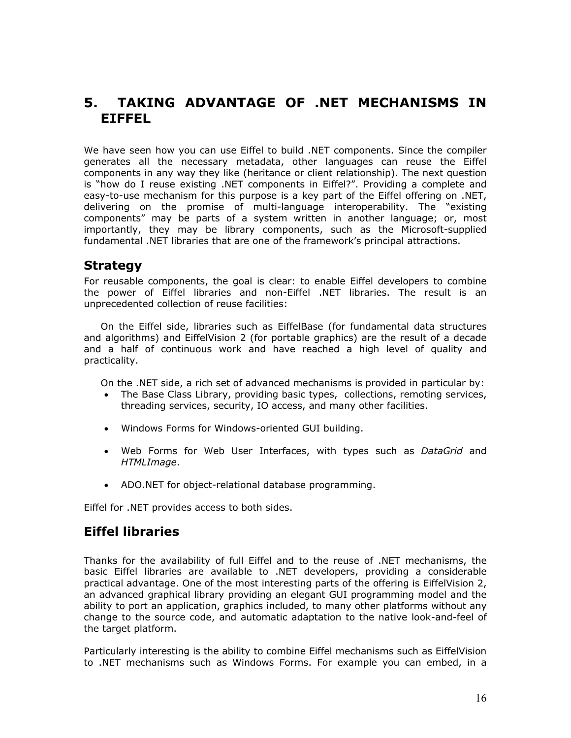# 5. TAKING ADVANTAGE OF .NET MECHANISMS IN EIFFEL

We have seen how you can use Eiffel to build .NET components. Since the compiler generates all the necessary metadata, other languages can reuse the Eiffel components in any way they like (heritance or client relationship). The next question is "how do I reuse existing .NET components in Eiffel?". Providing a complete and easy-to-use mechanism for this purpose is a key part of the Eiffel offering on .NET, delivering on the promise of multi-language interoperability. The "existing components" may be parts of a system written in another language; or, most importantly, they may be library components, such as the Microsoft-supplied fundamental .NET libraries that are one of the framework's principal attractions.

## Strategy

For reusable components, the goal is clear: to enable Eiffel developers to combine the power of Eiffel libraries and non-Eiffel .NET libraries. The result is an unprecedented collection of reuse facilities:

On the Eiffel side, libraries such as EiffelBase (for fundamental data structures and algorithms) and EiffelVision 2 (for portable graphics) are the result of a decade and a half of continuous work and have reached a high level of quality and practicality.

On the .NET side, a rich set of advanced mechanisms is provided in particular by:

- The Base Class Library, providing basic types, collections, remoting services, threading services, security, IO access, and many other facilities.
- Windows Forms for Windows-oriented GUI building.
- Web Forms for Web User Interfaces, with types such as *DataGrid* and *HTMLImage*.
- ADO.NET for object-relational database programming.

Eiffel for .NET provides access to both sides.

## Eiffel libraries

Thanks for the availability of full Eiffel and to the reuse of .NET mechanisms, the basic Eiffel libraries are available to .NET developers, providing a considerable practical advantage. One of the most interesting parts of the offering is EiffelVision 2, an advanced graphical library providing an elegant GUI programming model and the ability to port an application, graphics included, to many other platforms without any change to the source code, and automatic adaptation to the native look-and-feel of the target platform.

Particularly interesting is the ability to combine Eiffel mechanisms such as EiffelVision to .NET mechanisms such as Windows Forms. For example you can embed, in a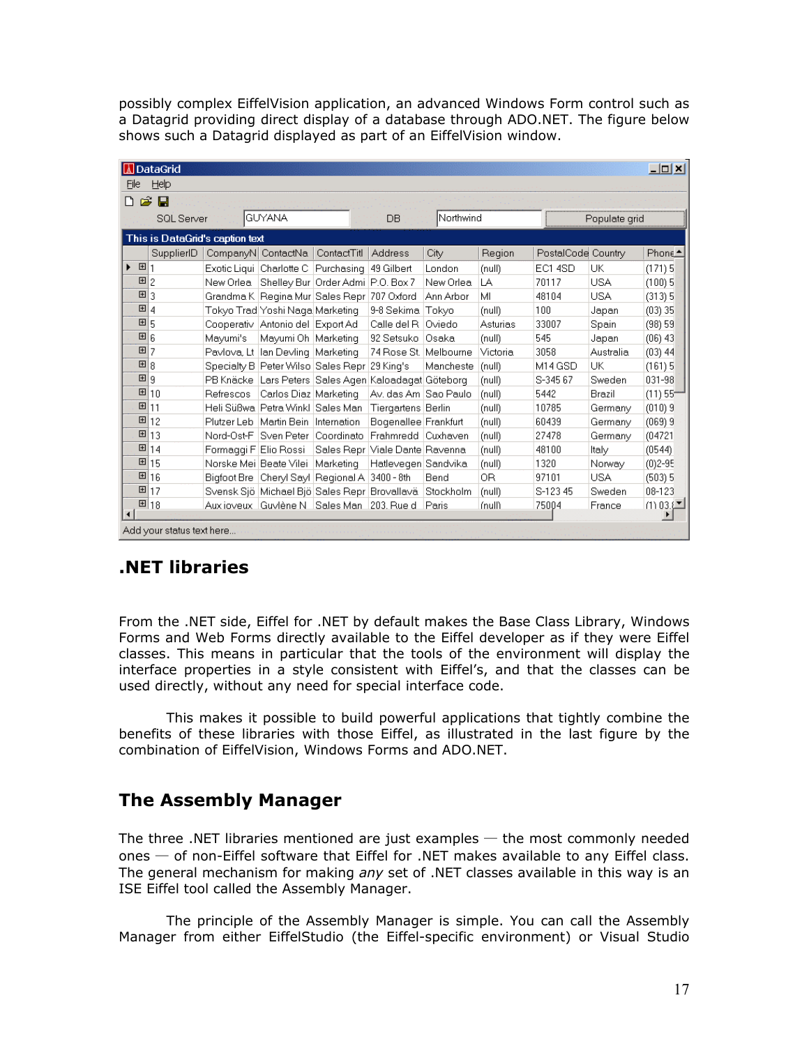possibly complex EiffelVision application, an advanced Windows Form control such as a Datagrid providing direct display of a database through ADO.NET. The figure below shows such a Datagrid displayed as part of an EiffelVision window.

## .NET libraries

From the .NET side, Eiffel for .NET by default makes the Base Class Library, Windows Forms and Web Forms directly available to the Eiffel developer as if they were Eiffel classes. This means in particular that the tools of the environment will display the interface properties in a style consistent with Eiffel's, and that the classes can be used directly, without any need for special interface code.

This makes it possible to build powerful applications that tightly combine the benefits of these libraries with those Eiffel, as illustrated in the last figure by the combination of EiffelVision, Windows Forms and ADO.NET.

## The Assembly Manager

The three .NET libraries mentioned are just examples — the most commonly needed ones — of non-Eiffel software that Eiffel for .NET makes available to any Eiffel class. The general mechanism for making *any* set of .NET classes available in this way is an ISE Eiffel tool called the Assembly Manager.

The principle of the Assembly Manager is simple. You can call the Assembly Manager from either EiffelStudio (the Eiffel-specific environment) or Visual Studio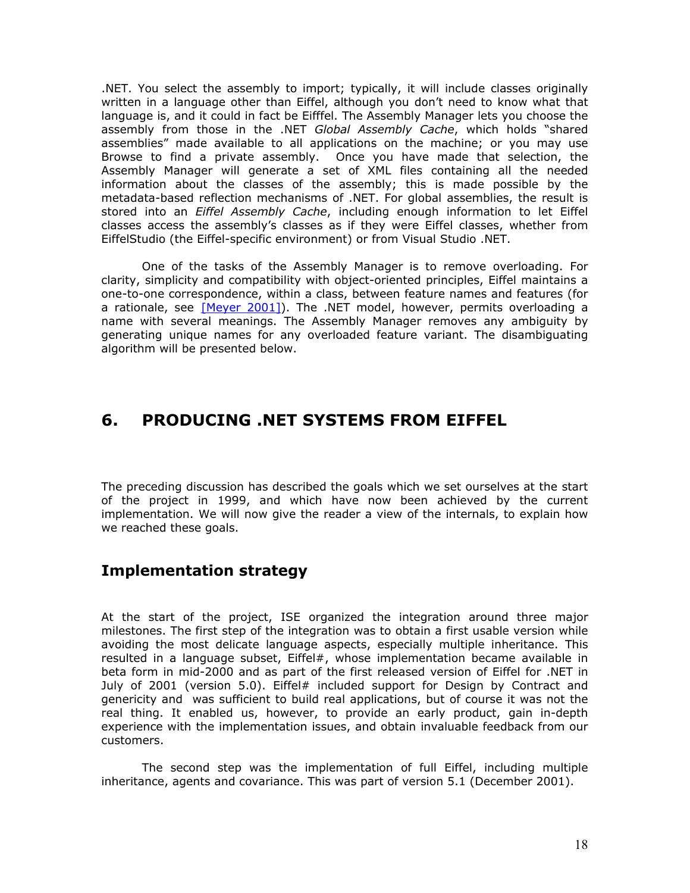.NET. You select the assembly to import; typically, it will include classes originally written in a language other than Eiffel, although you don't need to know what that language is, and it could in fact be Eifffel. The Assembly Manager lets you choose the assembly from those in the .NET *Global Assembly Cache*, which holds "shared assemblies" made available to all applications on the machine; or you may use Browse to find a private assembly. Once you have made that selection, the Assembly Manager will generate a set of XML files containing all the needed information about the classes of the assembly; this is made possible by the metadata-based reflection mechanisms of .NET. For global assemblies, the result is stored into an *Eiffel Assembly Cache*, including enough information to let Eiffel classes access the assembly's classes as if they were Eiffel classes, whether from EiffelStudio (the Eiffel-specific environment) or from Visual Studio .NET.

One of the tasks of the Assembly Manager is to remove overloading. For clarity, simplicity and compatibility with object-oriented principles, Eiffel maintains a one-to-one correspondence, within a class, between feature names and features (for a rationale, see [Meyer 2001]). The .NET model, however, permits overloading a name with several meanings. The Assembly Manager removes any ambiguity by generating unique names for any overloaded feature variant. The disambiguating algorithm will be presented below.

# 6. PRODUCING .NET SYSTEMS FROM EIFFEL

The preceding discussion has described the goals which we set ourselves at the start of the project in 1999, and which have now been achieved by the current implementation. We will now give the reader a view of the internals, to explain how we reached these goals.

## Implementation strategy

At the start of the project, ISE organized the integration around three major milestones. The first step of the integration was to obtain a first usable version while avoiding the most delicate language aspects, especially multiple inheritance. This resulted in a language subset, Eiffel#, whose implementation became available in beta form in mid-2000 and as part of the first released version of Eiffel for .NET in July of 2001 (version 5.0). Eiffel# included support for Design by Contract and genericity and was sufficient to build real applications, but of course it was not the real thing. It enabled us, however, to provide an early product, gain in-depth experience with the implementation issues, and obtain invaluable feedback from our customers.

The second step was the implementation of full Eiffel, including multiple inheritance, agents and covariance. This was part of version 5.1 (December 2001).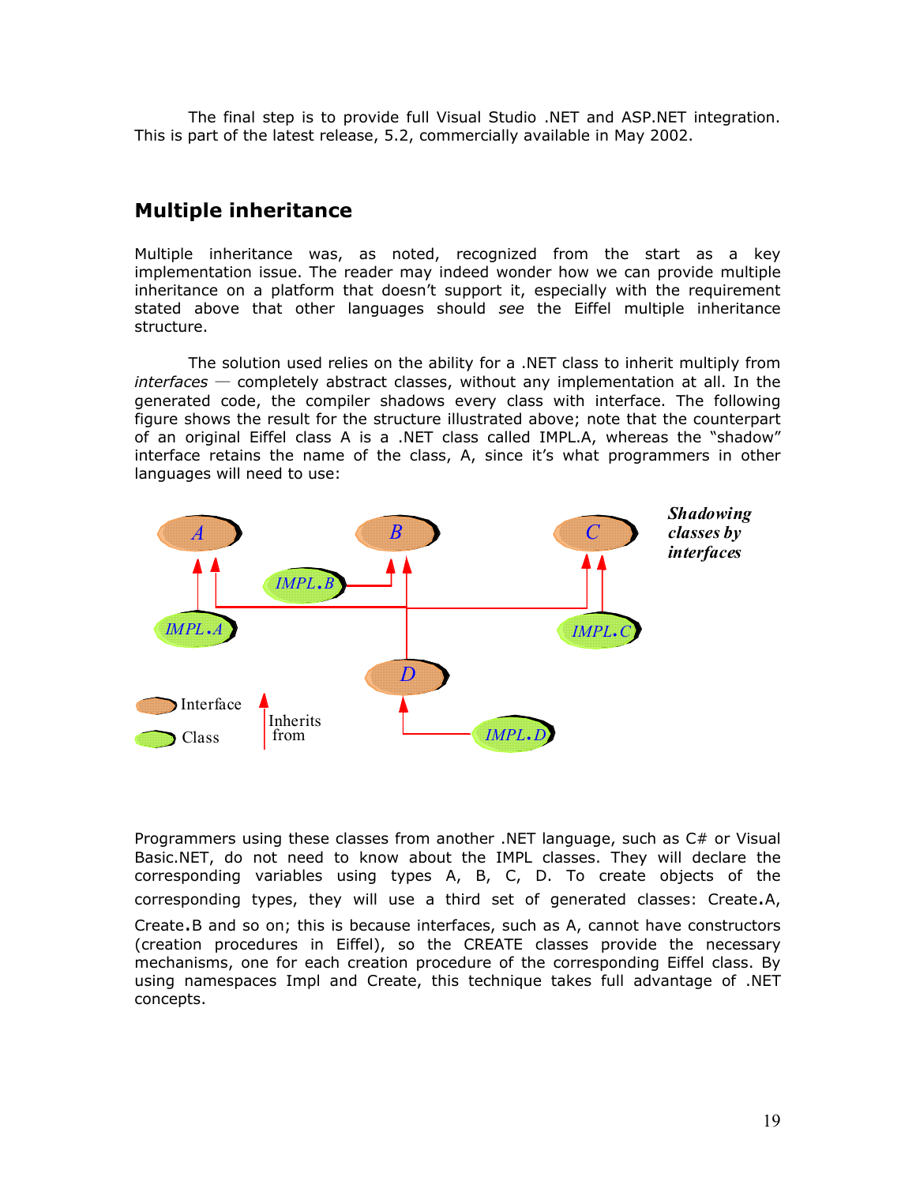The final step is to provide full Visual Studio .NET and ASP.NET integration. This is part of the latest release, 5.2, commercially available in May 2002.

## Multiple inheritance

Multiple inheritance was, as noted, recognized from the start as a key implementation issue. The reader may indeed wonder how we can provide multiple inheritance on a platform that doesn't support it, especially with the requirement stated above that other languages should *see* the Eiffel multiple inheritance structure.

The solution used relies on the ability for a .NET class to inherit multiply from *interfaces* — completely abstract classes, without any implementation at all. In the generated code, the compiler shadows every class with interface. The following figure shows the result for the structure illustrated above; note that the counterpart of an original Eiffel class A is a .NET class called IMPL.A, whereas the "shadow" interface retains the name of the class, A, since it's what programmers in other languages will need to use:

***Shadowing classes by interfaces***

Programmers using these classes from another .NET language, such as C# or Visual Basic.NET, do not need to know about the IMPL classes. They will declare the corresponding variables using types A, B, C, D. To create objects of the corresponding types, they will use a third set of generated classes: Create.A, Create.B and so on; this is because interfaces, such as A, cannot have constructors (creation procedures in Eiffel), so the CREATE classes provide the necessary mechanisms, one for each creation procedure of the corresponding Eiffel class. By using namespaces Impl and Create, this technique takes full advantage of .NET concepts.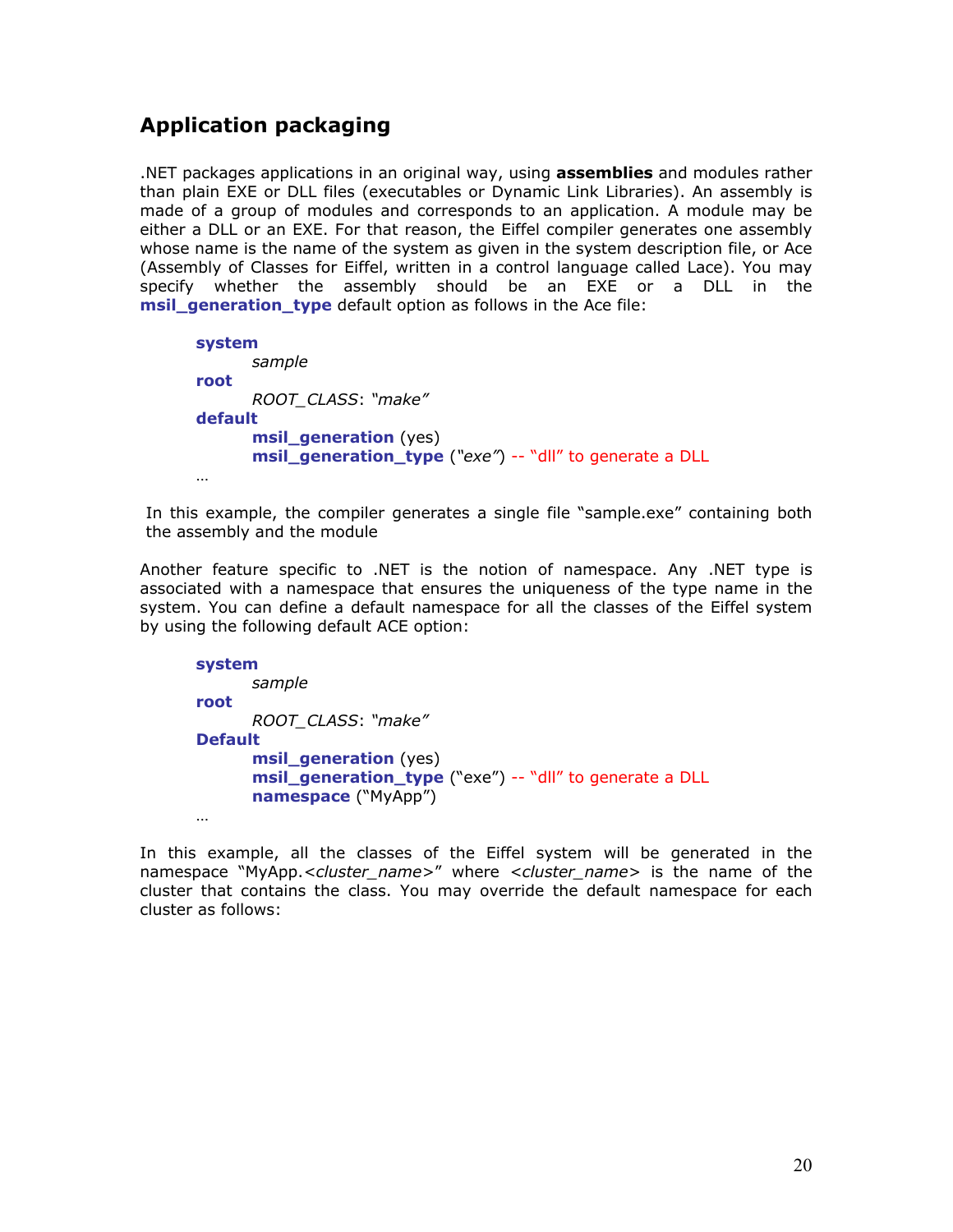## Application packaging

.NET packages applications in an original way, using **assemblies** and modules rather than plain EXE or DLL files (executables or Dynamic Link Libraries). An assembly is made of a group of modules and corresponds to an application. A module may be either a DLL or an EXE. For that reason, the Eiffel compiler generates one assembly whose name is the name of the system as given in the system description file, or Ace (Assembly of Classes for Eiffel, written in a control language called Lace). You may specify whether the assembly should be an EXE or a DLL in the **msil_generation_type** default option as follows in the Ace file:

```
system
        sample
root
        ROOT_CLASS: "make"
default
        msil_generation (yes)
        msil_generation_type ("exe") -- "dll" to generate a DLL
…
```

In this example, the compiler generates a single file "sample.exe" containing both the assembly and the module

Another feature specific to .NET is the notion of namespace. Any .NET type is associated with a namespace that ensures the uniqueness of the type name in the system. You can define a default namespace for all the classes of the Eiffel system by using the following default ACE option:

```
system
        sample
root
        ROOT_CLASS: "make"
Default
        msil_generation (yes)
        msil_generation_type ("exe") -- "dll" to generate a DLL
        namespace ("MyApp")
…
```

In this example, all the classes of the Eiffel system will be generated in the namespace "MyApp.<*cluster_name*>" where <*cluster_name*> is the name of the cluster that contains the class. You may override the default namespace for each cluster as follows: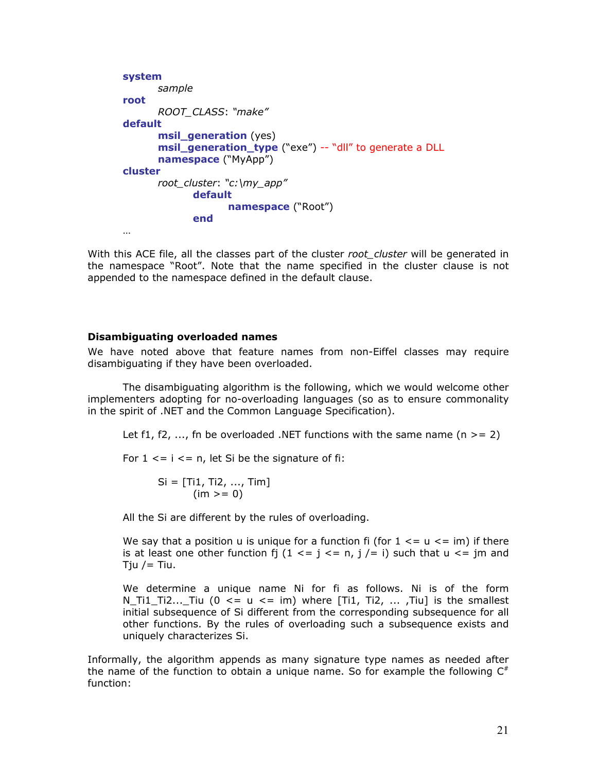```
system
        sample
root
        ROOT_CLASS: "make"
default
        msil_generation (yes)
        msil_generation_type ("exe") -- "dll" to generate a DLL
        namespace ("MyApp")
cluster
        root_cluster: "c:\my_app"
                default
                        namespace ("Root")
                end
…
```

With this ACE file, all the classes part of the cluster *root_cluster* will be generated in the namespace "Root". Note that the name specified in the cluster clause is not appended to the namespace defined in the default clause.

### Disambiguating overloaded names

We have noted above that feature names from non-Eiffel classes may require disambiguating if they have been overloaded.

The disambiguating algorithm is the following, which we would welcome other implementers adopting for no-overloading languages (so as to ensure commonality in the spirit of .NET and the Common Language Specification).

> Let f1, f2, ..., fn be overloaded .NET functions with the same name (n >= 2)
>
> For 1 <= i <= n, let Si be the signature of fi:
>
> Si = [Ti1, Ti2, ..., Tim]
> (im >= 0)
>
> All the Si are different by the rules of overloading.
>
> We say that a position u is unique for a function fi (for 1 <= u <= im) if there is at least one other function fj (1 <= j <= n, j /= i) such that u <= jm and Tju /= Tiu.
>
> We determine a unique name Ni for fi as follows. Ni is of the form N_Ti1_Ti2..._Tiu (0 <= u <= im) where [Ti1, Ti2, ... ,Tiu] is the smallest initial subsequence of Si different from the corresponding subsequence for all other functions. By the rules of overloading such a subsequence exists and uniquely characterizes Si.

Informally, the algorithm appends as many signature type names as needed after the name of the function to obtain a unique name. So for example the following C# function: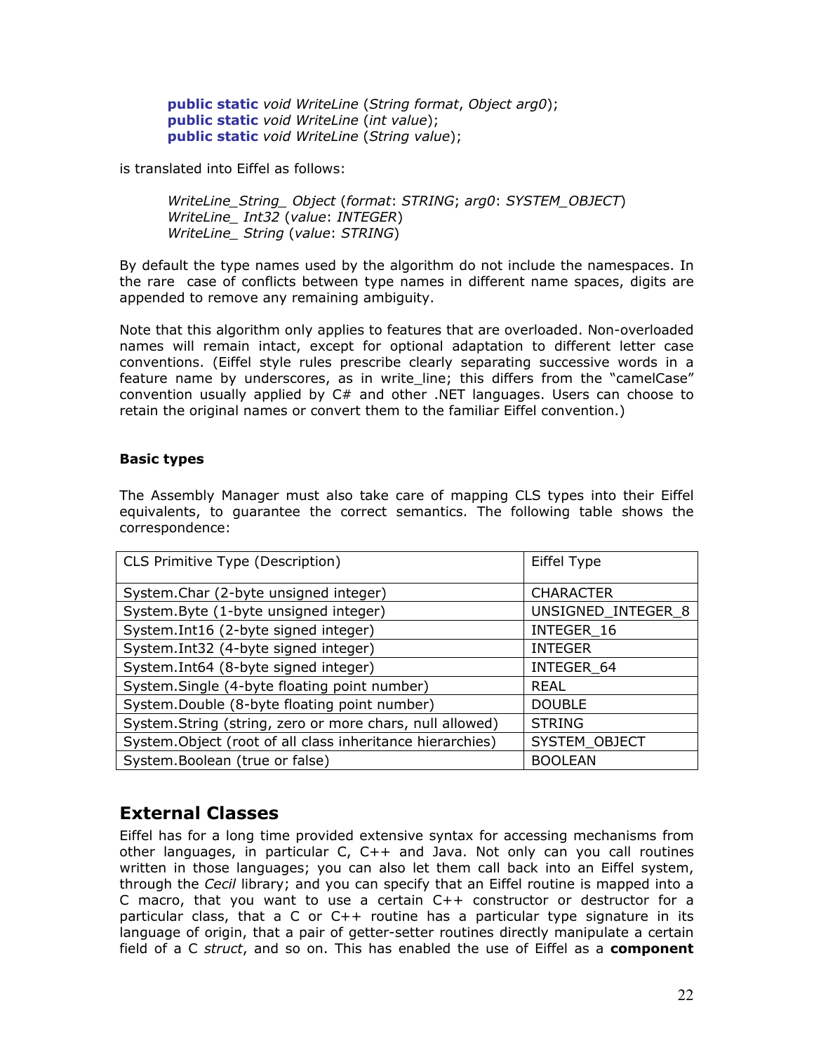```
public static void WriteLine (String format, Object arg0);
public static void WriteLine (int value);
public static void WriteLine (String value);
```

is translated into Eiffel as follows:

```
WriteLine_String_ Object (format: STRING; arg0: SYSTEM_OBJECT)
WriteLine_ Int32 (value: INTEGER)
WriteLine_ String (value: STRING)
```

By default the type names used by the algorithm do not include the namespaces. In the rare case of conflicts between type names in different name spaces, digits are appended to remove any remaining ambiguity.

Note that this algorithm only applies to features that are overloaded. Non-overloaded names will remain intact, except for optional adaptation to different letter case conventions. (Eiffel style rules prescribe clearly separating successive words in a feature name by underscores, as in write_line; this differs from the "camelCase" convention usually applied by C# and other .NET languages. Users can choose to retain the original names or convert them to the familiar Eiffel convention.)

### Basic types

The Assembly Manager must also take care of mapping CLS types into their Eiffel equivalents, to guarantee the correct semantics. The following table shows the correspondence:

| CLS Primitive Type (Description) | Eiffel Type |
|---|---|
| System.Char (2-byte unsigned integer) | CHARACTER |
| System.Byte (1-byte unsigned integer) | UNSIGNED_INTEGER_8 |
| System.Int16 (2-byte signed integer) | INTEGER_16 |
| System.Int32 (4-byte signed integer) | INTEGER |
| System.Int64 (8-byte signed integer) | INTEGER_64 |
| System.Single (4-byte floating point number) | REAL |
| System.Double (8-byte floating point number) | DOUBLE |
| System.String (string, zero or more chars, null allowed) | STRING |
| System.Object (root of all class inheritance hierarchies) | SYSTEM_OBJECT |
| System.Boolean (true or false) | BOOLEAN |

## External Classes

Eiffel has for a long time provided extensive syntax for accessing mechanisms from other languages, in particular C, C++ and Java. Not only can you call routines written in those languages; you can also let them call back into an Eiffel system, through the *Cecil* library; and you can specify that an Eiffel routine is mapped into a C macro, that you want to use a certain C++ constructor or destructor for a particular class, that a C or C++ routine has a particular type signature in its language of origin, that a pair of getter-setter routines directly manipulate a certain field of a C *struct*, and so on. This has enabled the use of Eiffel as a **component**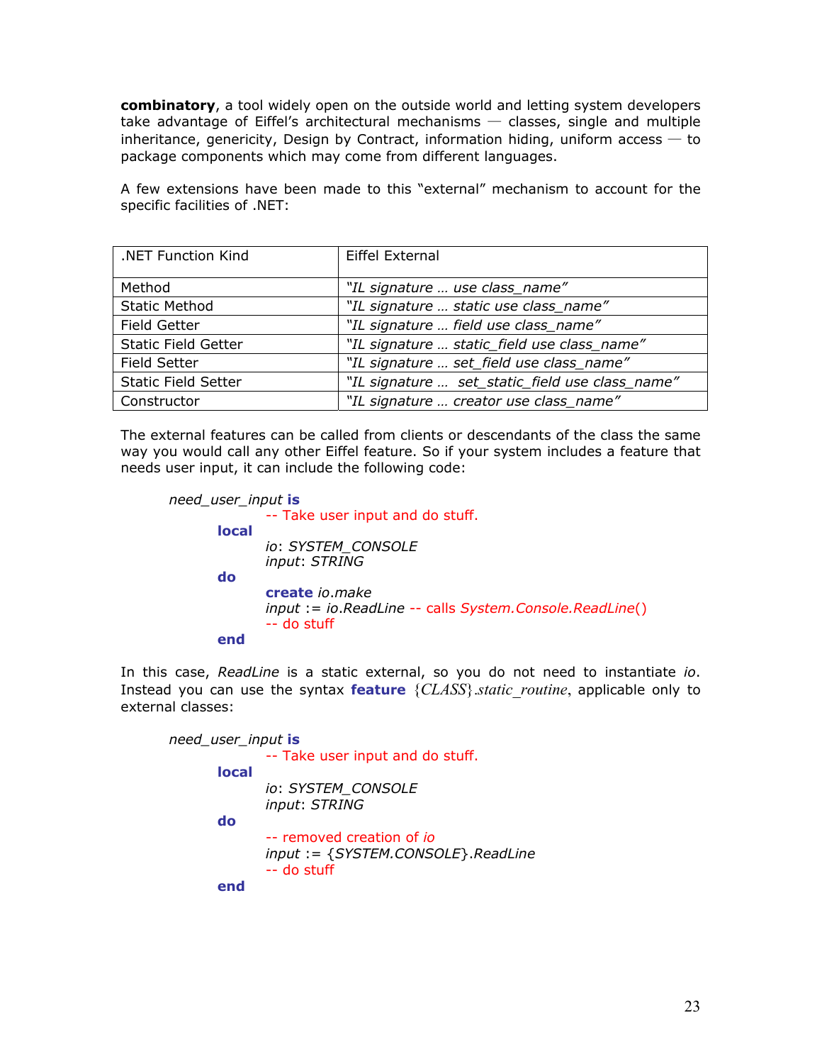**combinatory**, a tool widely open on the outside world and letting system developers take advantage of Eiffel's architectural mechanisms — classes, single and multiple inheritance, genericity, Design by Contract, information hiding, uniform access — to package components which may come from different languages.

A few extensions have been made to this "external" mechanism to account for the specific facilities of .NET:

| .NET Function Kind | Eiffel External |
|---|---|
| Method | *"IL signature … use class_name"* |
| Static Method | *"IL signature … static use class_name"* |
| Field Getter | *"IL signature … field use class_name"* |
| Static Field Getter | *"IL signature … static_field use class_name"* |
| Field Setter | *"IL signature … set_field use class_name"* |
| Static Field Setter | *"IL signature … set_static_field use class_name"* |
| Constructor | *"IL signature … creator use class_name"* |

The external features can be called from clients or descendants of the class the same way you would call any other Eiffel feature. So if your system includes a feature that needs user input, it can include the following code:

```
need_user_input is
            -- Take user input and do stuff.
      local
            io: SYSTEM_CONSOLE
            input: STRING
      do
            create io.make
            input := io.ReadLine -- calls System.Console.ReadLine()
            -- do stuff
      end
```

In this case, *ReadLine* is a static external, so you do not need to instantiate *io*. Instead you can use the syntax **feature** *{CLASS}.static_routine*, applicable only to external classes:

```
need_user_input is
            -- Take user input and do stuff.
      local
            io: SYSTEM_CONSOLE
            input: STRING
      do
            -- removed creation of io
            input := {SYSTEM.CONSOLE}.ReadLine
            -- do stuff
      end
```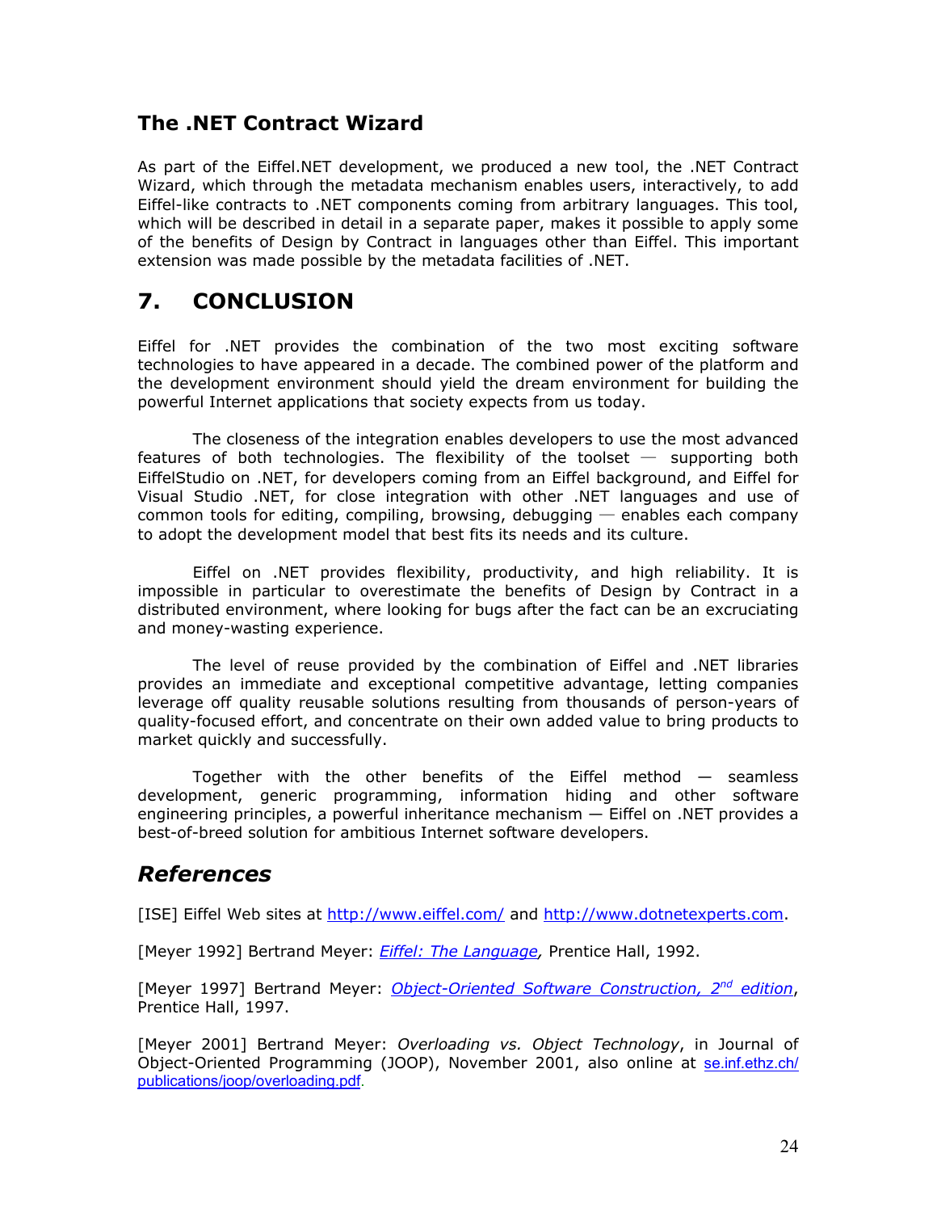### The .NET Contract Wizard

As part of the Eiffel.NET development, we produced a new tool, the .NET Contract Wizard, which through the metadata mechanism enables users, interactively, to add Eiffel-like contracts to .NET components coming from arbitrary languages. This tool, which will be described in detail in a separate paper, makes it possible to apply some of the benefits of Design by Contract in languages other than Eiffel. This important extension was made possible by the metadata facilities of .NET.

## 7. CONCLUSION

Eiffel for .NET provides the combination of the two most exciting software technologies to have appeared in a decade. The combined power of the platform and the development environment should yield the dream environment for building the powerful Internet applications that society expects from us today.

The closeness of the integration enables developers to use the most advanced features of both technologies. The flexibility of the toolset — supporting both EiffelStudio on .NET, for developers coming from an Eiffel background, and Eiffel for Visual Studio .NET, for close integration with other .NET languages and use of common tools for editing, compiling, browsing, debugging — enables each company to adopt the development model that best fits its needs and its culture.

Eiffel on .NET provides flexibility, productivity, and high reliability. It is impossible in particular to overestimate the benefits of Design by Contract in a distributed environment, where looking for bugs after the fact can be an excruciating and money-wasting experience.

The level of reuse provided by the combination of Eiffel and .NET libraries provides an immediate and exceptional competitive advantage, letting companies leverage off quality reusable solutions resulting from thousands of person-years of quality-focused effort, and concentrate on their own added value to bring products to market quickly and successfully.

Together with the other benefits of the Eiffel method — seamless development, generic programming, information hiding and other software engineering principles, a powerful inheritance mechanism — Eiffel on .NET provides a best-of-breed solution for ambitious Internet software developers.

## *References*

[ISE] Eiffel Web sites at http://www.eiffel.com/ and http://www.dotnetexperts.com.

[Meyer 1992] Bertrand Meyer: *Eiffel: The Language*, Prentice Hall, 1992.

[Meyer 1997] Bertrand Meyer: *Object-Oriented Software Construction, 2nd edition*, Prentice Hall, 1997.

[Meyer 2001] Bertrand Meyer: *Overloading vs. Object Technology*, in Journal of Object-Oriented Programming (JOOP), November 2001, also online at se.inf.ethz.ch/publications/joop/overloading.pdf.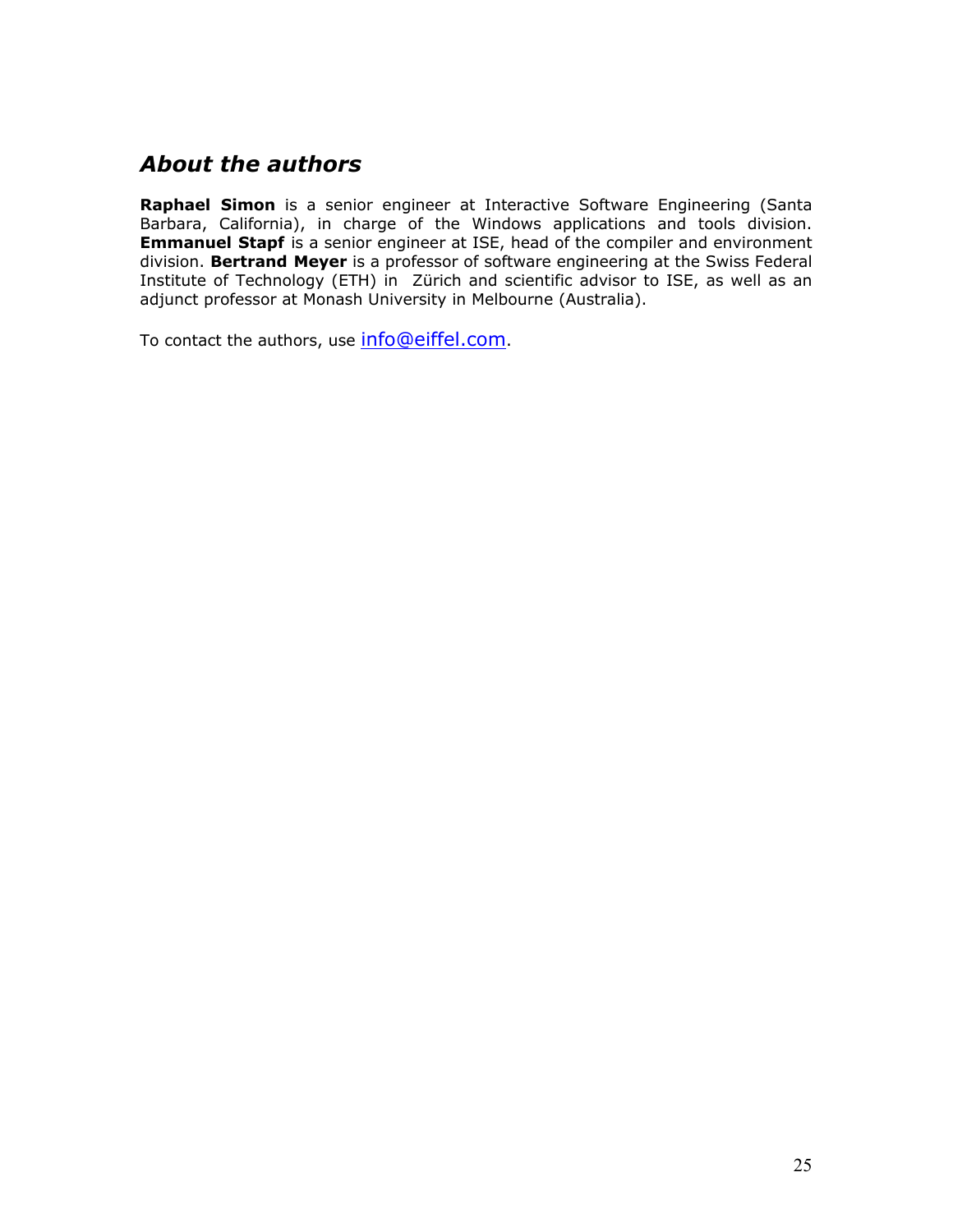## *About the authors*

**Raphael Simon** is a senior engineer at Interactive Software Engineering (Santa Barbara, California), in charge of the Windows applications and tools division. **Emmanuel Stapf** is a senior engineer at ISE, head of the compiler and environment division. **Bertrand Meyer** is a professor of software engineering at the Swiss Federal Institute of Technology (ETH) in Zürich and scientific advisor to ISE, as well as an adjunct professor at Monash University in Melbourne (Australia).

To contact the authors, use info@eiffel.com.